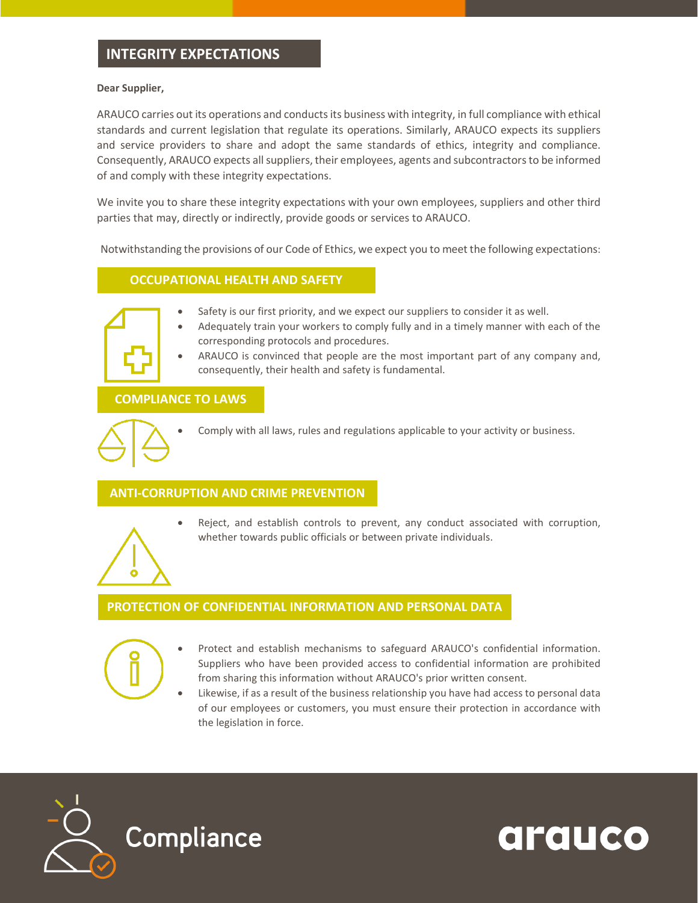# INTEGRITY EXPECTATIONS

**Dear Supplier,**

ARAUCO carries out its operations and conducts its business with integrity, in full compliance with ethical standards and current legislation that regulate its operations. Similarly, ARAUCO expects its suppliers and service providers to share and adopt the same standards of ethics, integrity and compliance. Consequently, ARAUCO expects all suppliers, their employees, agents and subcontractors to be informed of and comply with these integrity expectations.

We invite you to share these integrity expectations with your own employees, suppliers and other third parties that may, directly or indirectly, provide goods or services to ARAUCO.

Notwithstanding the provisions of our Code of Ethics, we expect you to meet the following expectations:

## OCCUPATIONAL HEALTH AND SAFETY

- Safety is our first priority, and we expect our suppliers to consider it as well.
- Adequately train your workers to comply fully and in a timely manner with each of the corresponding protocols and procedures.
- ARAUCO is convinced that people are the most important part of any company and, consequently, their health and safety is fundamental.

## COMPLIANCE TO LAWS

- Comply with all laws, rules and regulations applicable to your activity or business.

## ANTI-CORRUPTION AND CRIME PREVENTION

- Reject, and establish controls to prevent, any conduct associated with corruption, whether towards public officials or between private individuals.

## PROTECTION OF CONFIDENTIAL INFORMATION AND PERSONAL DATA

- Protect and establish mechanisms to safeguard ARAUCO's confidential information. Suppliers who have been provided access to confidential information are prohibited from sharing this information without ARAUCO's prior written consent.
- Likewise, if as a result of the business relationship you have had access to personal data of our employees or customers, you must ensure their protection in accordance with the legislation in force.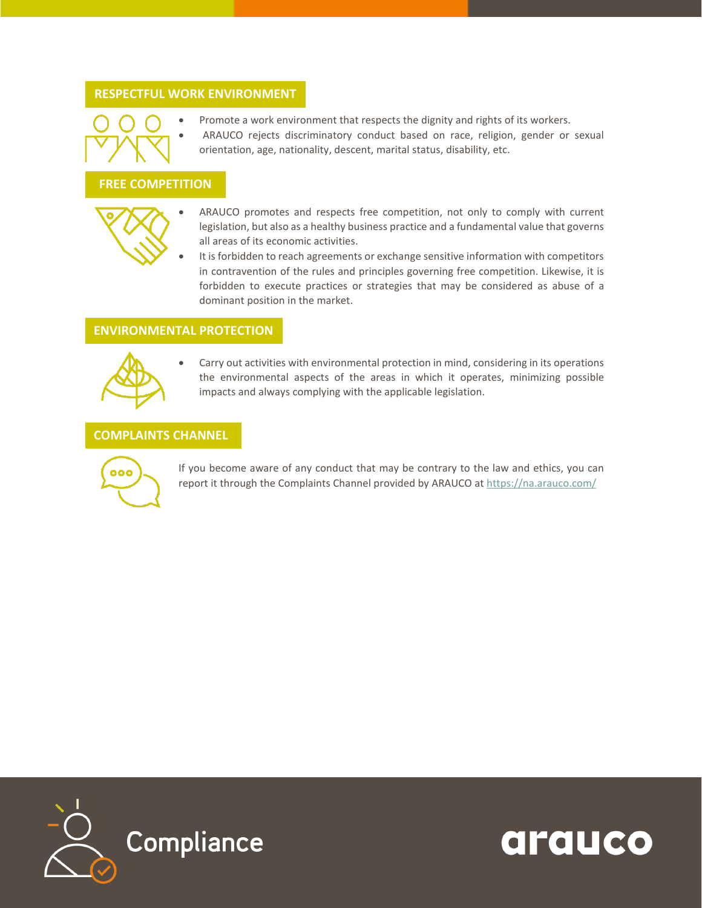## RESPECTFUL WORK ENVIRONMENT

- Promote a work environment that respects the dignity and rights of its workers.
- ARAUCO rejects discriminatory conduct based on race, religion, gender or sexual orientation, age, nationality, descent, marital status, disability, etc.

## FREE COMPETITION

- ARAUCO promotes and respects free competition, not only to comply with current legislation, but also as a healthy business practice and a fundamental value that governs all areas of its economic activities.
- It is forbidden to reach agreements or exchange sensitive information with competitors in contravention of the rules and principles governing free competition. Likewise, it is forbidden to execute practices or strategies that may be considered as abuse of a dominant position in the market.

## ENVIRONMENTAL PROTECTION

- Carry out activities with environmental protection in mind, considering in its operations the environmental aspects of the areas in which it operates, minimizing possible impacts and always complying with the applicable legislation.

## COMPLAINTS CHANNEL

If you become aware of any conduct that may be contrary to the law and ethics, you can report it through the Complaints Channel provided by ARAUCO at https://na.arauco.com/

Compliance

arauco